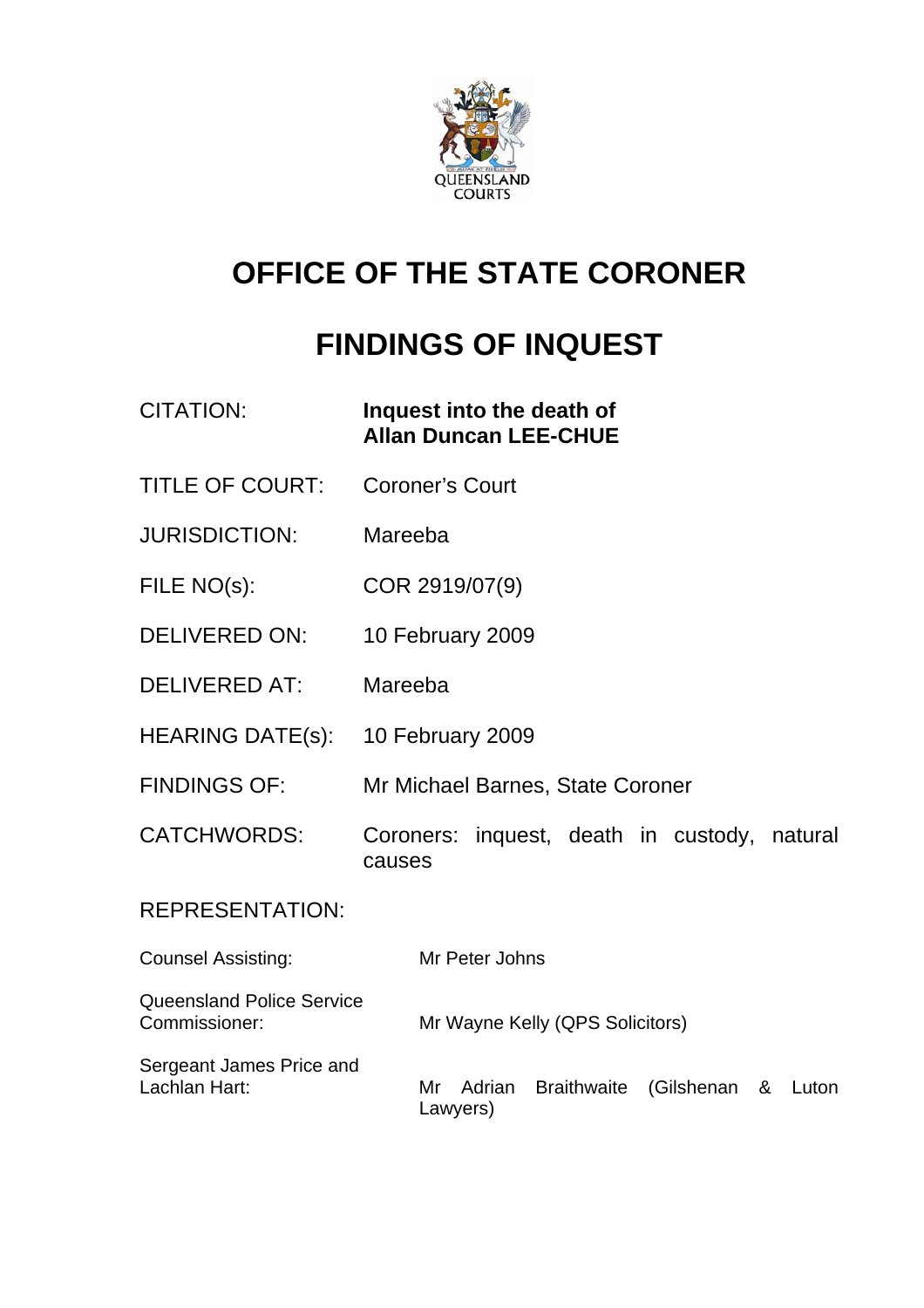QUEENSLAND COURTS

# OFFICE OF THE STATE CORONER

# FINDINGS OF INQUEST

| | |
|---|---|
| CITATION: | **Inquest into the death of Allan Duncan LEE-CHUE** |
| TITLE OF COURT: | Coroner's Court |
| JURISDICTION: | Mareeba |
| FILE NO(s): | COR 2919/07(9) |
| DELIVERED ON: | 10 February 2009 |
| DELIVERED AT: | Mareeba |
| HEARING DATE(s): | 10 February 2009 |
| FINDINGS OF: | Mr Michael Barnes, State Coroner |
| CATCHWORDS: | Coroners: inquest, death in custody, natural causes |

REPRESENTATION:

| | |
|---|---|
| Counsel Assisting: | Mr Peter Johns |
| Queensland Police Service Commissioner: | Mr Wayne Kelly (QPS Solicitors) |
| Sergeant James Price and Lachlan Hart: | Mr Adrian Braithwaite (Gilshenan & Luton Lawyers) |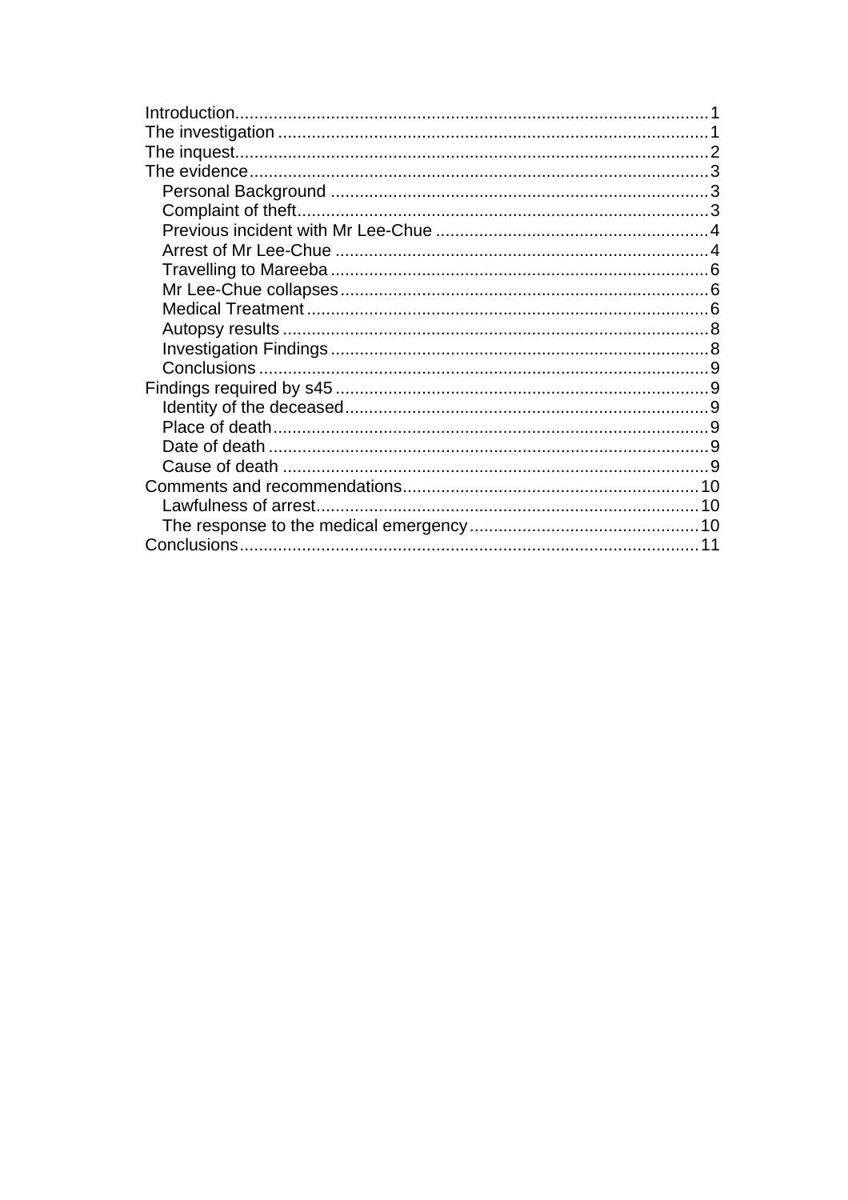Introduction..................................................................................................1
The investigation .........................................................................................1
The inquest...................................................................................................2
The evidence................................................................................................3
    Personal Background ..............................................................................3
    Complaint of theft.....................................................................................3
    Previous incident with Mr Lee-Chue .........................................................4
    Arrest of Mr Lee-Chue .............................................................................4
    Travelling to Mareeba ..............................................................................6
    Mr Lee-Chue collapses.............................................................................6
    Medical Treatment ...................................................................................6
    Autopsy results ........................................................................................8
    Investigation Findings ..............................................................................8
    Conclusions .............................................................................................9
Findings required by s45 .............................................................................9
    Identity of the deceased............................................................................9
    Place of death...........................................................................................9
    Date of death ............................................................................................9
    Cause of death .........................................................................................9
Comments and recommendations..............................................................10
    Lawfulness of arrest................................................................................10
    The response to the medical emergency................................................10
Conclusions................................................................................................11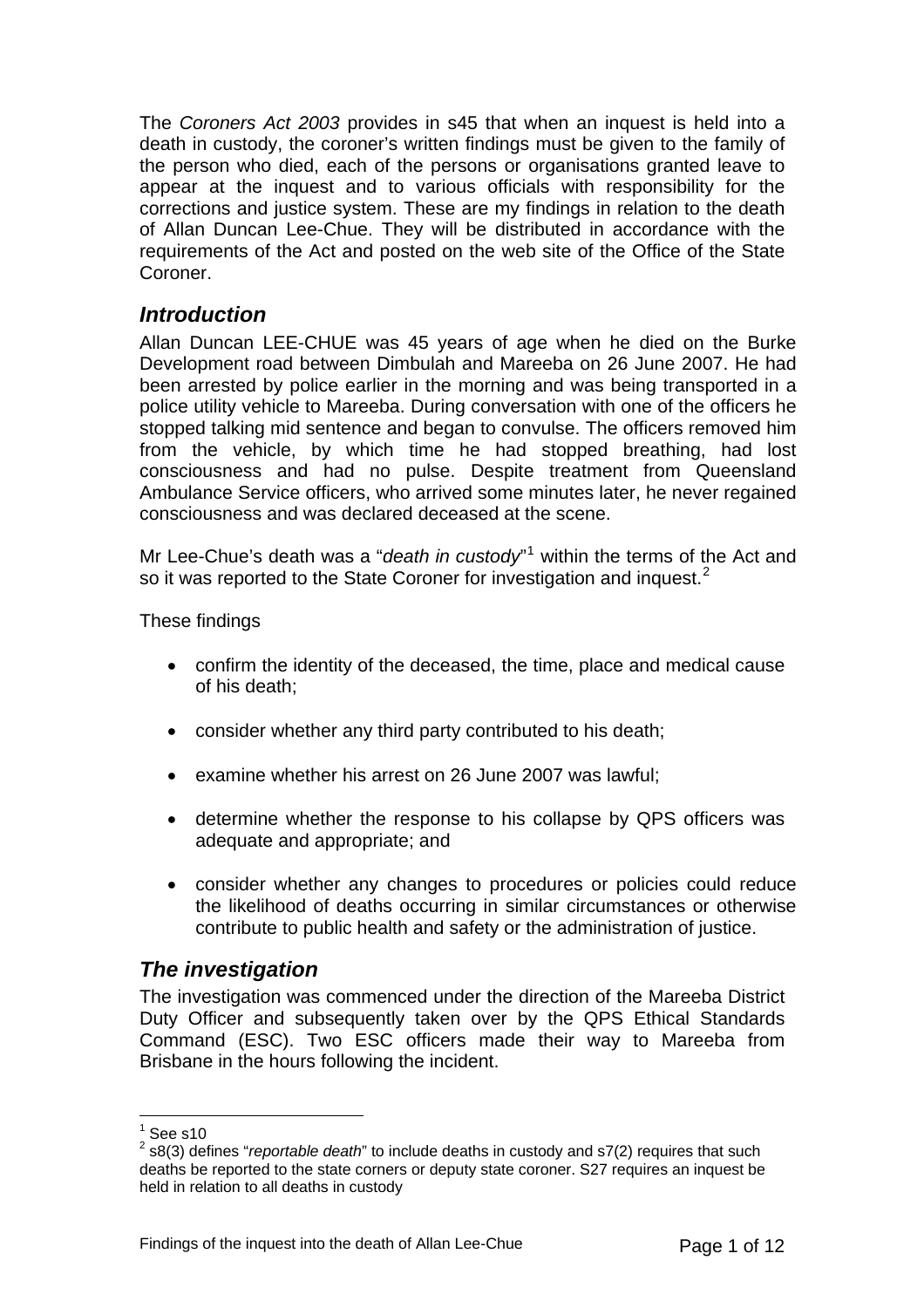The *Coroners Act 2003* provides in s45 that when an inquest is held into a death in custody, the coroner's written findings must be given to the family of the person who died, each of the persons or organisations granted leave to appear at the inquest and to various officials with responsibility for the corrections and justice system. These are my findings in relation to the death of Allan Duncan Lee-Chue. They will be distributed in accordance with the requirements of the Act and posted on the web site of the Office of the State Coroner.

## *Introduction*

Allan Duncan LEE-CHUE was 45 years of age when he died on the Burke Development road between Dimbulah and Mareeba on 26 June 2007. He had been arrested by police earlier in the morning and was being transported in a police utility vehicle to Mareeba. During conversation with one of the officers he stopped talking mid sentence and began to convulse. The officers removed him from the vehicle, by which time he had stopped breathing, had lost consciousness and had no pulse. Despite treatment from Queensland Ambulance Service officers, who arrived some minutes later, he never regained consciousness and was declared deceased at the scene.

Mr Lee-Chue's death was a "*death in custody*"[1] within the terms of the Act and so it was reported to the State Coroner for investigation and inquest.[2]

These findings

- confirm the identity of the deceased, the time, place and medical cause of his death;
- consider whether any third party contributed to his death;
- examine whether his arrest on 26 June 2007 was lawful;
- determine whether the response to his collapse by QPS officers was adequate and appropriate; and
- consider whether any changes to procedures or policies could reduce the likelihood of deaths occurring in similar circumstances or otherwise contribute to public health and safety or the administration of justice.

## *The investigation*

The investigation was commenced under the direction of the Mareeba District Duty Officer and subsequently taken over by the QPS Ethical Standards Command (ESC). Two ESC officers made their way to Mareeba from Brisbane in the hours following the incident.

---

[1] See s10

[2] s8(3) defines "*reportable death*" to include deaths in custody and s7(2) requires that such deaths be reported to the state corners or deputy state coroner. S27 requires an inquest be held in relation to all deaths in custody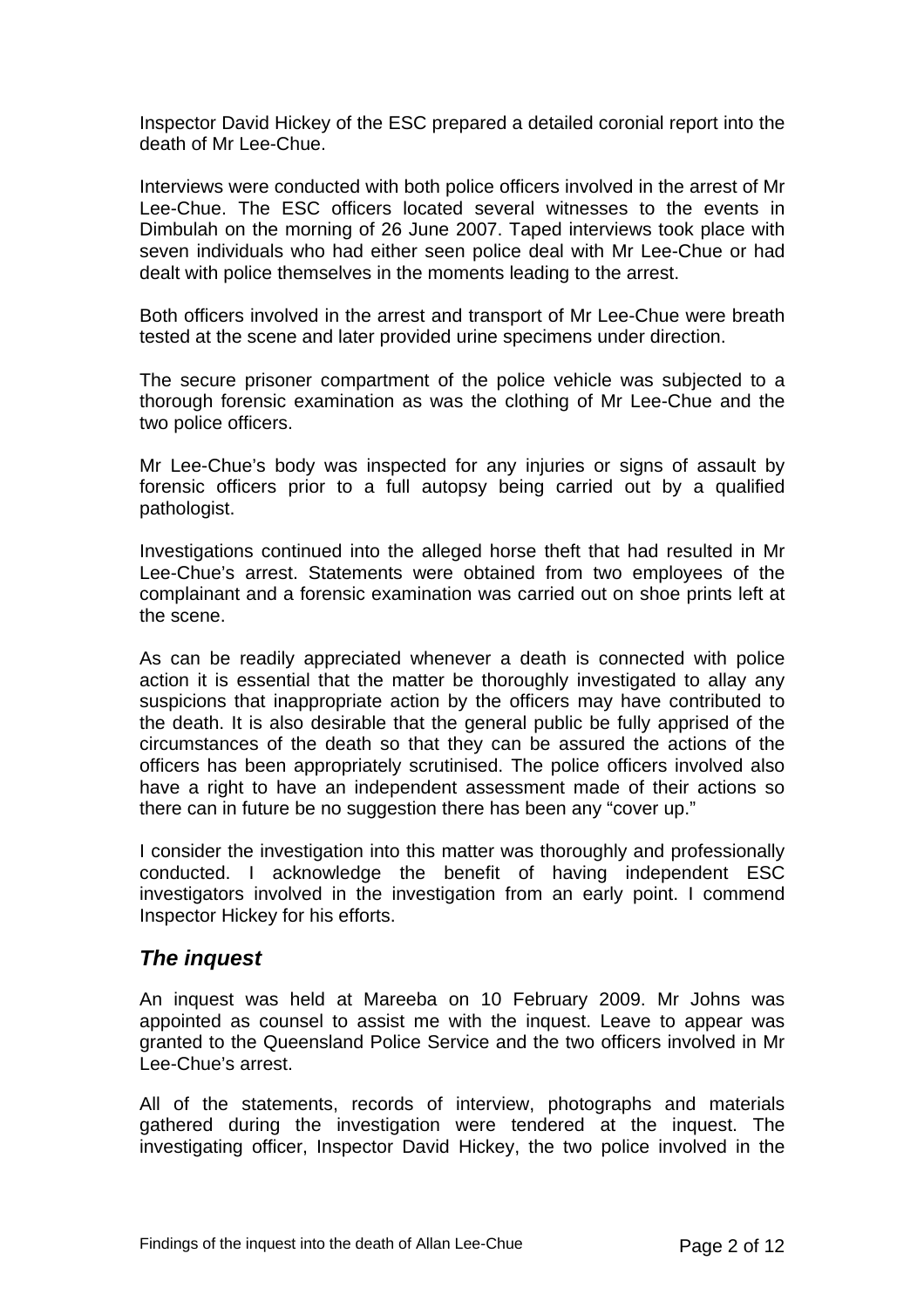Inspector David Hickey of the ESC prepared a detailed coronial report into the death of Mr Lee-Chue.

Interviews were conducted with both police officers involved in the arrest of Mr Lee-Chue. The ESC officers located several witnesses to the events in Dimbulah on the morning of 26 June 2007. Taped interviews took place with seven individuals who had either seen police deal with Mr Lee-Chue or had dealt with police themselves in the moments leading to the arrest.

Both officers involved in the arrest and transport of Mr Lee-Chue were breath tested at the scene and later provided urine specimens under direction.

The secure prisoner compartment of the police vehicle was subjected to a thorough forensic examination as was the clothing of Mr Lee-Chue and the two police officers.

Mr Lee-Chue's body was inspected for any injuries or signs of assault by forensic officers prior to a full autopsy being carried out by a qualified pathologist.

Investigations continued into the alleged horse theft that had resulted in Mr Lee-Chue's arrest. Statements were obtained from two employees of the complainant and a forensic examination was carried out on shoe prints left at the scene.

As can be readily appreciated whenever a death is connected with police action it is essential that the matter be thoroughly investigated to allay any suspicions that inappropriate action by the officers may have contributed to the death. It is also desirable that the general public be fully apprised of the circumstances of the death so that they can be assured the actions of the officers has been appropriately scrutinised. The police officers involved also have a right to have an independent assessment made of their actions so there can in future be no suggestion there has been any "cover up."

I consider the investigation into this matter was thoroughly and professionally conducted. I acknowledge the benefit of having independent ESC investigators involved in the investigation from an early point. I commend Inspector Hickey for his efforts.

## *The inquest*

An inquest was held at Mareeba on 10 February 2009. Mr Johns was appointed as counsel to assist me with the inquest. Leave to appear was granted to the Queensland Police Service and the two officers involved in Mr Lee-Chue's arrest.

All of the statements, records of interview, photographs and materials gathered during the investigation were tendered at the inquest. The investigating officer, Inspector David Hickey, the two police involved in the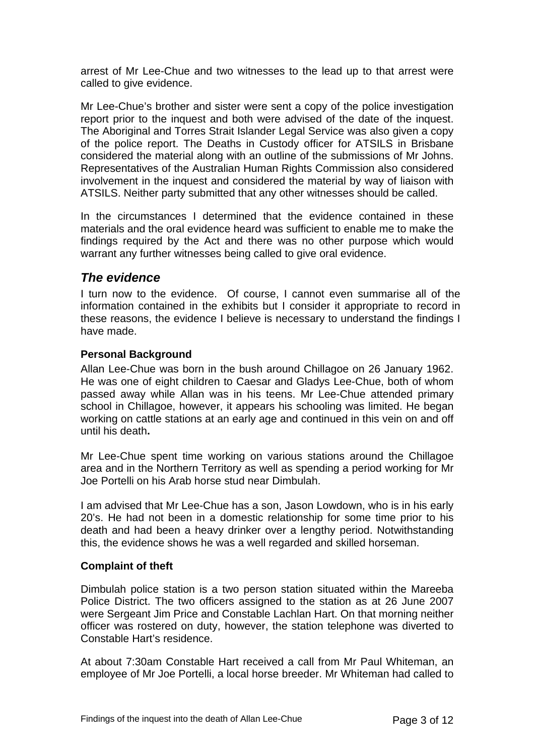arrest of Mr Lee-Chue and two witnesses to the lead up to that arrest were called to give evidence.

Mr Lee-Chue's brother and sister were sent a copy of the police investigation report prior to the inquest and both were advised of the date of the inquest. The Aboriginal and Torres Strait Islander Legal Service was also given a copy of the police report. The Deaths in Custody officer for ATSILS in Brisbane considered the material along with an outline of the submissions of Mr Johns. Representatives of the Australian Human Rights Commission also considered involvement in the inquest and considered the material by way of liaison with ATSILS. Neither party submitted that any other witnesses should be called.

In the circumstances I determined that the evidence contained in these materials and the oral evidence heard was sufficient to enable me to make the findings required by the Act and there was no other purpose which would warrant any further witnesses being called to give oral evidence.

## *The evidence*

I turn now to the evidence. Of course, I cannot even summarise all of the information contained in the exhibits but I consider it appropriate to record in these reasons, the evidence I believe is necessary to understand the findings I have made.

### Personal Background

Allan Lee-Chue was born in the bush around Chillagoe on 26 January 1962. He was one of eight children to Caesar and Gladys Lee-Chue, both of whom passed away while Allan was in his teens. Mr Lee-Chue attended primary school in Chillagoe, however, it appears his schooling was limited. He began working on cattle stations at an early age and continued in this vein on and off until his death.

Mr Lee-Chue spent time working on various stations around the Chillagoe area and in the Northern Territory as well as spending a period working for Mr Joe Portelli on his Arab horse stud near Dimbulah.

I am advised that Mr Lee-Chue has a son, Jason Lowdown, who is in his early 20's. He had not been in a domestic relationship for some time prior to his death and had been a heavy drinker over a lengthy period. Notwithstanding this, the evidence shows he was a well regarded and skilled horseman.

### Complaint of theft

Dimbulah police station is a two person station situated within the Mareeba Police District. The two officers assigned to the station as at 26 June 2007 were Sergeant Jim Price and Constable Lachlan Hart. On that morning neither officer was rostered on duty, however, the station telephone was diverted to Constable Hart's residence.

At about 7:30am Constable Hart received a call from Mr Paul Whiteman, an employee of Mr Joe Portelli, a local horse breeder. Mr Whiteman had called to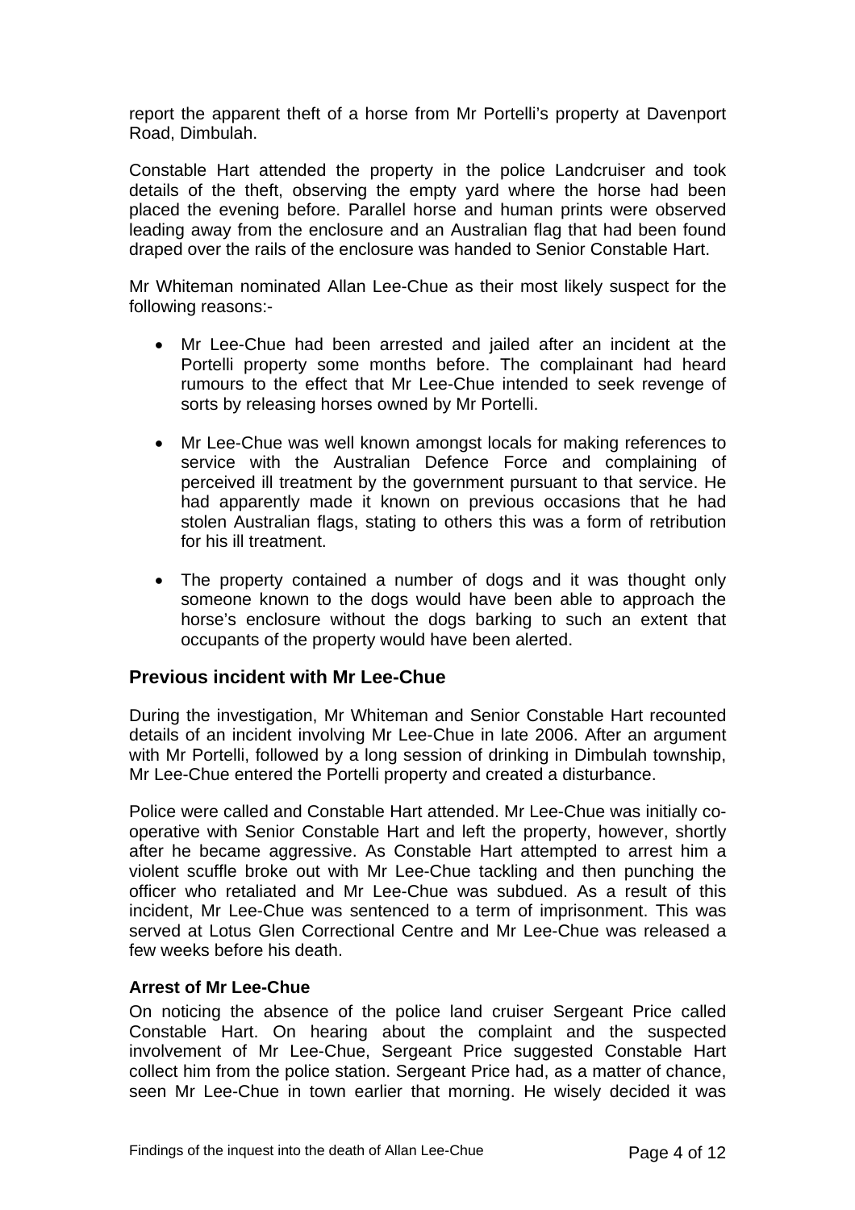report the apparent theft of a horse from Mr Portelli's property at Davenport Road, Dimbulah.

Constable Hart attended the property in the police Landcruiser and took details of the theft, observing the empty yard where the horse had been placed the evening before. Parallel horse and human prints were observed leading away from the enclosure and an Australian flag that had been found draped over the rails of the enclosure was handed to Senior Constable Hart.

Mr Whiteman nominated Allan Lee-Chue as their most likely suspect for the following reasons:-

- Mr Lee-Chue had been arrested and jailed after an incident at the Portelli property some months before. The complainant had heard rumours to the effect that Mr Lee-Chue intended to seek revenge of sorts by releasing horses owned by Mr Portelli.
- Mr Lee-Chue was well known amongst locals for making references to service with the Australian Defence Force and complaining of perceived ill treatment by the government pursuant to that service. He had apparently made it known on previous occasions that he had stolen Australian flags, stating to others this was a form of retribution for his ill treatment.
- The property contained a number of dogs and it was thought only someone known to the dogs would have been able to approach the horse's enclosure without the dogs barking to such an extent that occupants of the property would have been alerted.

## Previous incident with Mr Lee-Chue

During the investigation, Mr Whiteman and Senior Constable Hart recounted details of an incident involving Mr Lee-Chue in late 2006. After an argument with Mr Portelli, followed by a long session of drinking in Dimbulah township, Mr Lee-Chue entered the Portelli property and created a disturbance.

Police were called and Constable Hart attended. Mr Lee-Chue was initially co-operative with Senior Constable Hart and left the property, however, shortly after he became aggressive. As Constable Hart attempted to arrest him a violent scuffle broke out with Mr Lee-Chue tackling and then punching the officer who retaliated and Mr Lee-Chue was subdued. As a result of this incident, Mr Lee-Chue was sentenced to a term of imprisonment. This was served at Lotus Glen Correctional Centre and Mr Lee-Chue was released a few weeks before his death.

### Arrest of Mr Lee-Chue

On noticing the absence of the police land cruiser Sergeant Price called Constable Hart. On hearing about the complaint and the suspected involvement of Mr Lee-Chue, Sergeant Price suggested Constable Hart collect him from the police station. Sergeant Price had, as a matter of chance, seen Mr Lee-Chue in town earlier that morning. He wisely decided it was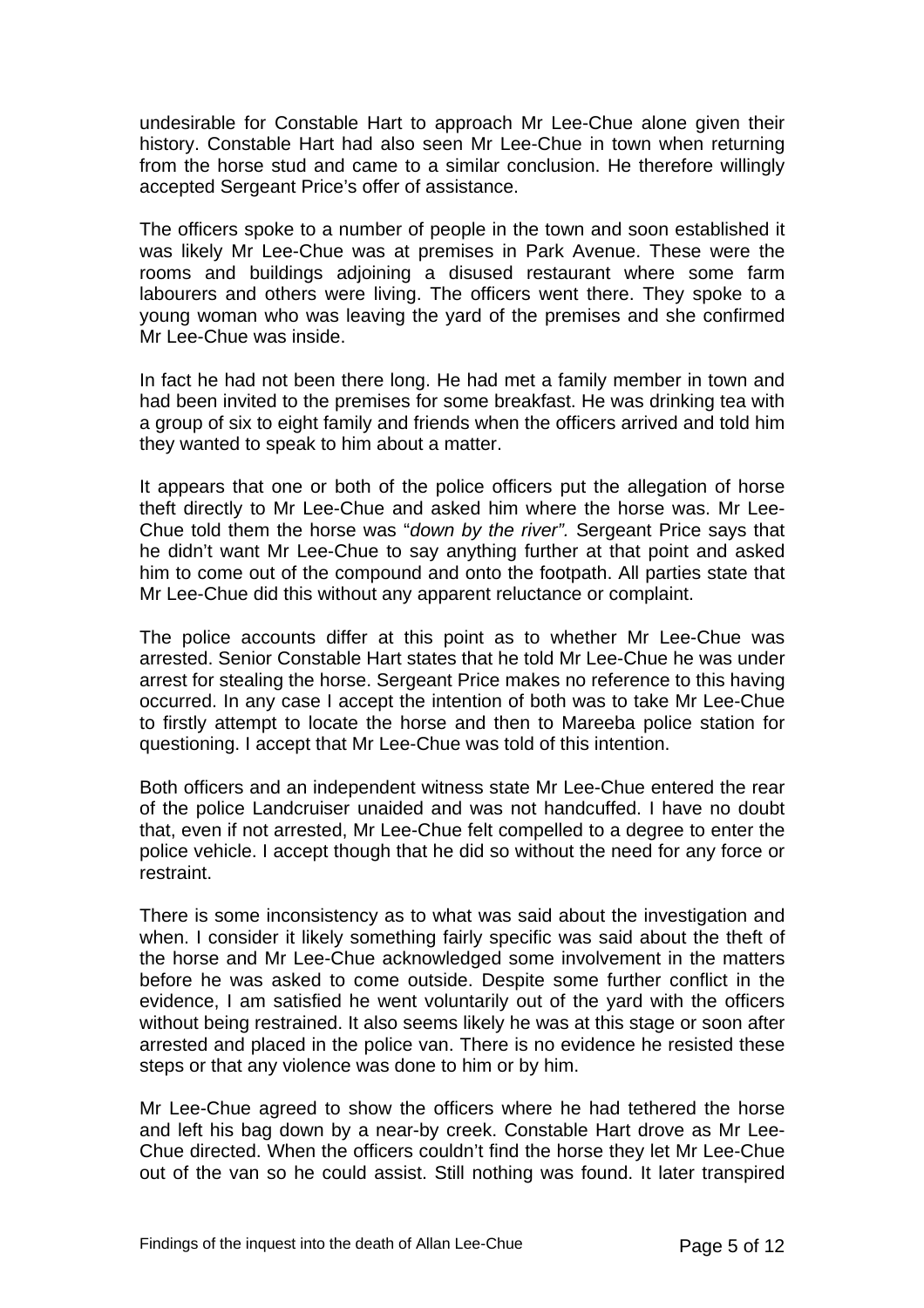undesirable for Constable Hart to approach Mr Lee-Chue alone given their history. Constable Hart had also seen Mr Lee-Chue in town when returning from the horse stud and came to a similar conclusion. He therefore willingly accepted Sergeant Price's offer of assistance.

The officers spoke to a number of people in the town and soon established it was likely Mr Lee-Chue was at premises in Park Avenue. These were the rooms and buildings adjoining a disused restaurant where some farm labourers and others were living. The officers went there. They spoke to a young woman who was leaving the yard of the premises and she confirmed Mr Lee-Chue was inside.

In fact he had not been there long. He had met a family member in town and had been invited to the premises for some breakfast. He was drinking tea with a group of six to eight family and friends when the officers arrived and told him they wanted to speak to him about a matter.

It appears that one or both of the police officers put the allegation of horse theft directly to Mr Lee-Chue and asked him where the horse was. Mr Lee-Chue told them the horse was "*down by the river".* Sergeant Price says that he didn't want Mr Lee-Chue to say anything further at that point and asked him to come out of the compound and onto the footpath. All parties state that Mr Lee-Chue did this without any apparent reluctance or complaint.

The police accounts differ at this point as to whether Mr Lee-Chue was arrested. Senior Constable Hart states that he told Mr Lee-Chue he was under arrest for stealing the horse. Sergeant Price makes no reference to this having occurred. In any case I accept the intention of both was to take Mr Lee-Chue to firstly attempt to locate the horse and then to Mareeba police station for questioning. I accept that Mr Lee-Chue was told of this intention.

Both officers and an independent witness state Mr Lee-Chue entered the rear of the police Landcruiser unaided and was not handcuffed. I have no doubt that, even if not arrested, Mr Lee-Chue felt compelled to a degree to enter the police vehicle. I accept though that he did so without the need for any force or restraint.

There is some inconsistency as to what was said about the investigation and when. I consider it likely something fairly specific was said about the theft of the horse and Mr Lee-Chue acknowledged some involvement in the matters before he was asked to come outside. Despite some further conflict in the evidence, I am satisfied he went voluntarily out of the yard with the officers without being restrained. It also seems likely he was at this stage or soon after arrested and placed in the police van. There is no evidence he resisted these steps or that any violence was done to him or by him.

Mr Lee-Chue agreed to show the officers where he had tethered the horse and left his bag down by a near-by creek. Constable Hart drove as Mr Lee-Chue directed. When the officers couldn't find the horse they let Mr Lee-Chue out of the van so he could assist. Still nothing was found. It later transpired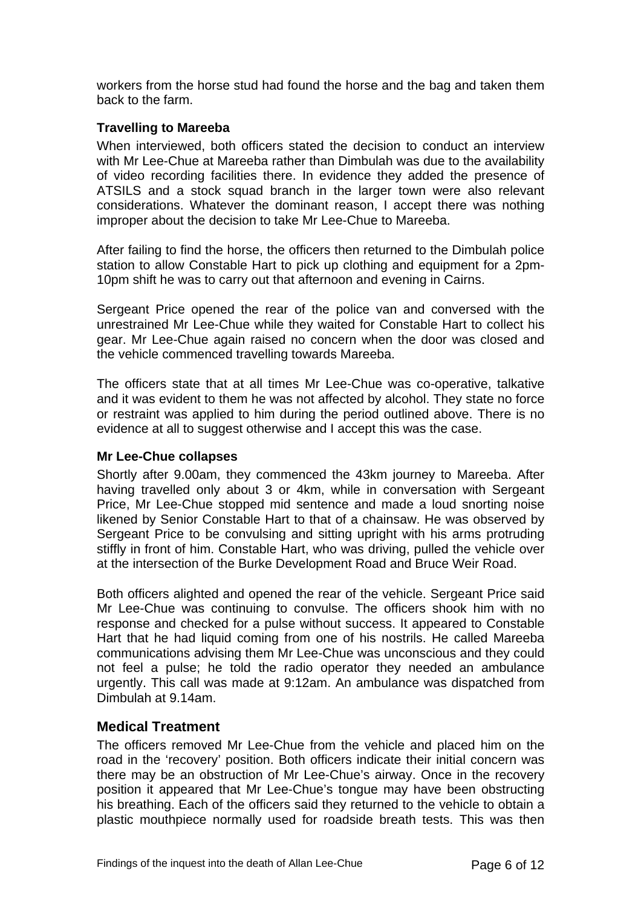workers from the horse stud had found the horse and the bag and taken them back to the farm.

### Travelling to Mareeba

When interviewed, both officers stated the decision to conduct an interview with Mr Lee-Chue at Mareeba rather than Dimbulah was due to the availability of video recording facilities there. In evidence they added the presence of ATSILS and a stock squad branch in the larger town were also relevant considerations. Whatever the dominant reason, I accept there was nothing improper about the decision to take Mr Lee-Chue to Mareeba.

After failing to find the horse, the officers then returned to the Dimbulah police station to allow Constable Hart to pick up clothing and equipment for a 2pm-10pm shift he was to carry out that afternoon and evening in Cairns.

Sergeant Price opened the rear of the police van and conversed with the unrestrained Mr Lee-Chue while they waited for Constable Hart to collect his gear. Mr Lee-Chue again raised no concern when the door was closed and the vehicle commenced travelling towards Mareeba.

The officers state that at all times Mr Lee-Chue was co-operative, talkative and it was evident to them he was not affected by alcohol. They state no force or restraint was applied to him during the period outlined above. There is no evidence at all to suggest otherwise and I accept this was the case.

### Mr Lee-Chue collapses

Shortly after 9.00am, they commenced the 43km journey to Mareeba. After having travelled only about 3 or 4km, while in conversation with Sergeant Price, Mr Lee-Chue stopped mid sentence and made a loud snorting noise likened by Senior Constable Hart to that of a chainsaw. He was observed by Sergeant Price to be convulsing and sitting upright with his arms protruding stiffly in front of him. Constable Hart, who was driving, pulled the vehicle over at the intersection of the Burke Development Road and Bruce Weir Road.

Both officers alighted and opened the rear of the vehicle. Sergeant Price said Mr Lee-Chue was continuing to convulse. The officers shook him with no response and checked for a pulse without success. It appeared to Constable Hart that he had liquid coming from one of his nostrils. He called Mareeba communications advising them Mr Lee-Chue was unconscious and they could not feel a pulse; he told the radio operator they needed an ambulance urgently. This call was made at 9:12am. An ambulance was dispatched from Dimbulah at 9.14am.

## Medical Treatment

The officers removed Mr Lee-Chue from the vehicle and placed him on the road in the 'recovery' position. Both officers indicate their initial concern was there may be an obstruction of Mr Lee-Chue's airway. Once in the recovery position it appeared that Mr Lee-Chue's tongue may have been obstructing his breathing. Each of the officers said they returned to the vehicle to obtain a plastic mouthpiece normally used for roadside breath tests. This was then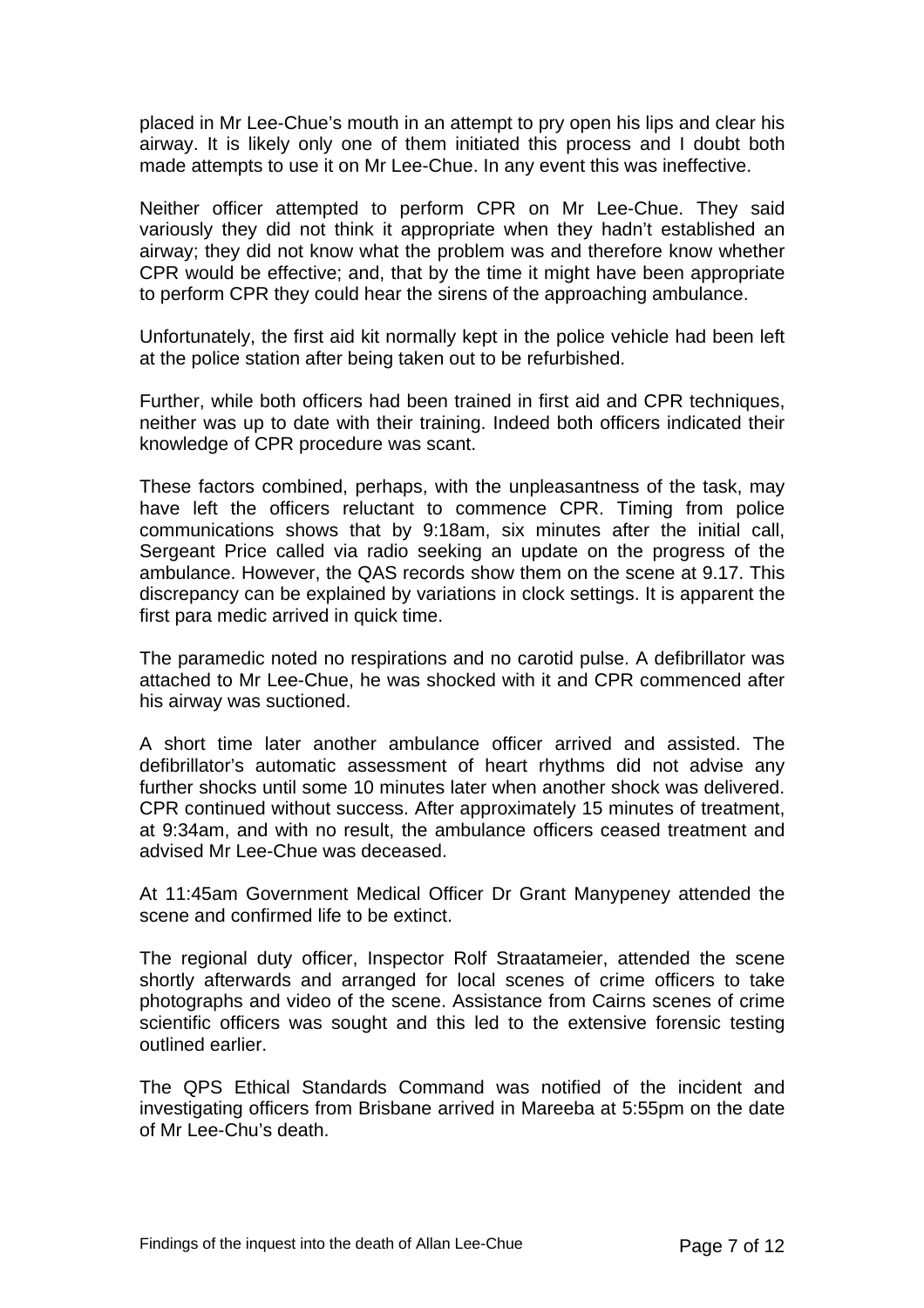placed in Mr Lee-Chue's mouth in an attempt to pry open his lips and clear his airway. It is likely only one of them initiated this process and I doubt both made attempts to use it on Mr Lee-Chue. In any event this was ineffective.

Neither officer attempted to perform CPR on Mr Lee-Chue. They said variously they did not think it appropriate when they hadn't established an airway; they did not know what the problem was and therefore know whether CPR would be effective; and, that by the time it might have been appropriate to perform CPR they could hear the sirens of the approaching ambulance.

Unfortunately, the first aid kit normally kept in the police vehicle had been left at the police station after being taken out to be refurbished.

Further, while both officers had been trained in first aid and CPR techniques, neither was up to date with their training. Indeed both officers indicated their knowledge of CPR procedure was scant.

These factors combined, perhaps, with the unpleasantness of the task, may have left the officers reluctant to commence CPR. Timing from police communications shows that by 9:18am, six minutes after the initial call, Sergeant Price called via radio seeking an update on the progress of the ambulance. However, the QAS records show them on the scene at 9.17. This discrepancy can be explained by variations in clock settings. It is apparent the first para medic arrived in quick time.

The paramedic noted no respirations and no carotid pulse. A defibrillator was attached to Mr Lee-Chue, he was shocked with it and CPR commenced after his airway was suctioned.

A short time later another ambulance officer arrived and assisted. The defibrillator's automatic assessment of heart rhythms did not advise any further shocks until some 10 minutes later when another shock was delivered. CPR continued without success. After approximately 15 minutes of treatment, at 9:34am, and with no result, the ambulance officers ceased treatment and advised Mr Lee-Chue was deceased.

At 11:45am Government Medical Officer Dr Grant Manypeney attended the scene and confirmed life to be extinct.

The regional duty officer, Inspector Rolf Straatameier, attended the scene shortly afterwards and arranged for local scenes of crime officers to take photographs and video of the scene. Assistance from Cairns scenes of crime scientific officers was sought and this led to the extensive forensic testing outlined earlier.

The QPS Ethical Standards Command was notified of the incident and investigating officers from Brisbane arrived in Mareeba at 5:55pm on the date of Mr Lee-Chu's death.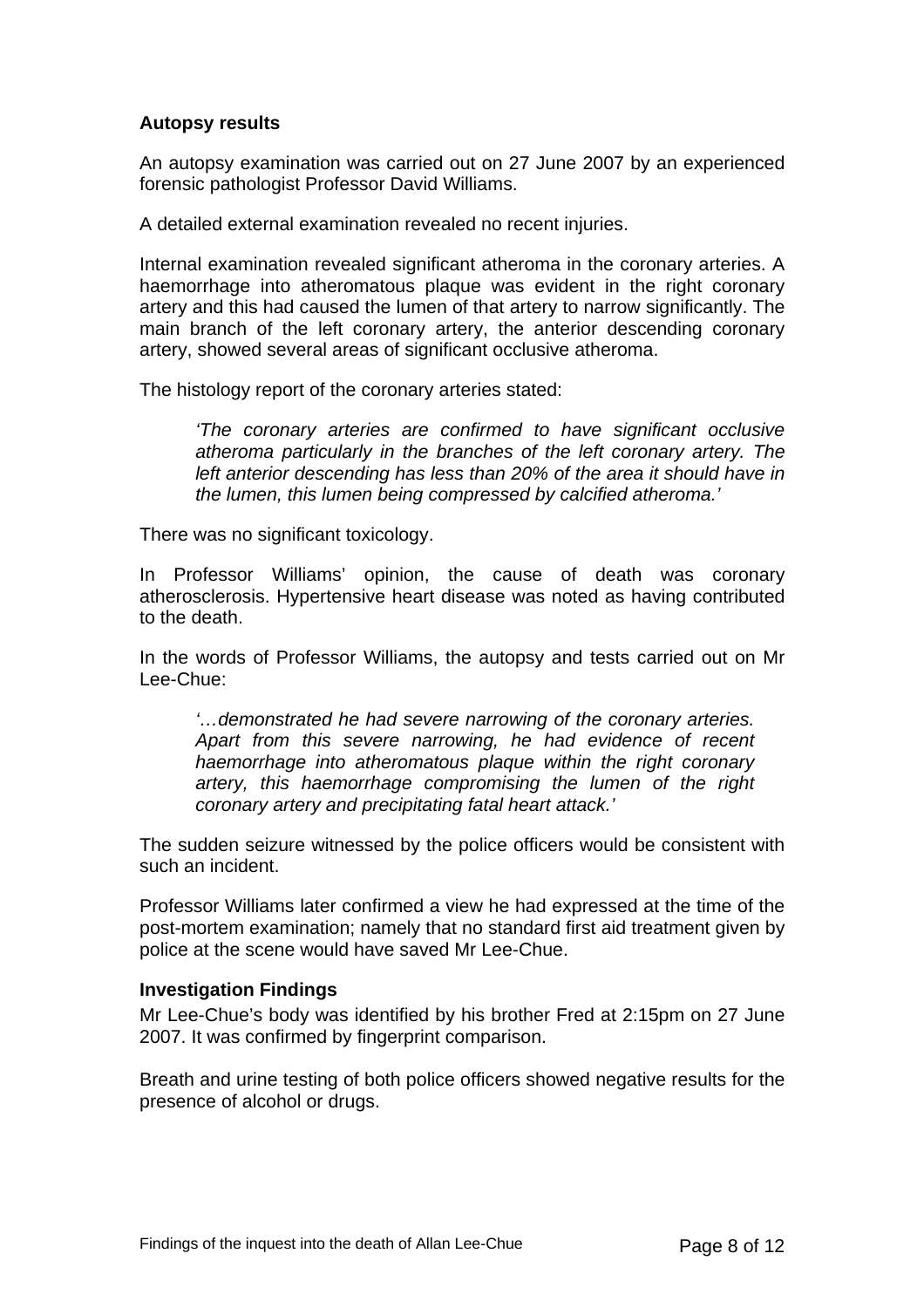### Autopsy results

An autopsy examination was carried out on 27 June 2007 by an experienced forensic pathologist Professor David Williams.

A detailed external examination revealed no recent injuries.

Internal examination revealed significant atheroma in the coronary arteries. A haemorrhage into atheromatous plaque was evident in the right coronary artery and this had caused the lumen of that artery to narrow significantly. The main branch of the left coronary artery, the anterior descending coronary artery, showed several areas of significant occlusive atheroma.

The histology report of the coronary arteries stated:

> *'The coronary arteries are confirmed to have significant occlusive atheroma particularly in the branches of the left coronary artery. The left anterior descending has less than 20% of the area it should have in the lumen, this lumen being compressed by calcified atheroma.'*

There was no significant toxicology.

In Professor Williams' opinion, the cause of death was coronary atherosclerosis. Hypertensive heart disease was noted as having contributed to the death.

In the words of Professor Williams, the autopsy and tests carried out on Mr Lee-Chue:

> *'…demonstrated he had severe narrowing of the coronary arteries. Apart from this severe narrowing, he had evidence of recent haemorrhage into atheromatous plaque within the right coronary artery, this haemorrhage compromising the lumen of the right coronary artery and precipitating fatal heart attack.'*

The sudden seizure witnessed by the police officers would be consistent with such an incident.

Professor Williams later confirmed a view he had expressed at the time of the post-mortem examination; namely that no standard first aid treatment given by police at the scene would have saved Mr Lee-Chue.

### Investigation Findings

Mr Lee-Chue's body was identified by his brother Fred at 2:15pm on 27 June 2007. It was confirmed by fingerprint comparison.

Breath and urine testing of both police officers showed negative results for the presence of alcohol or drugs.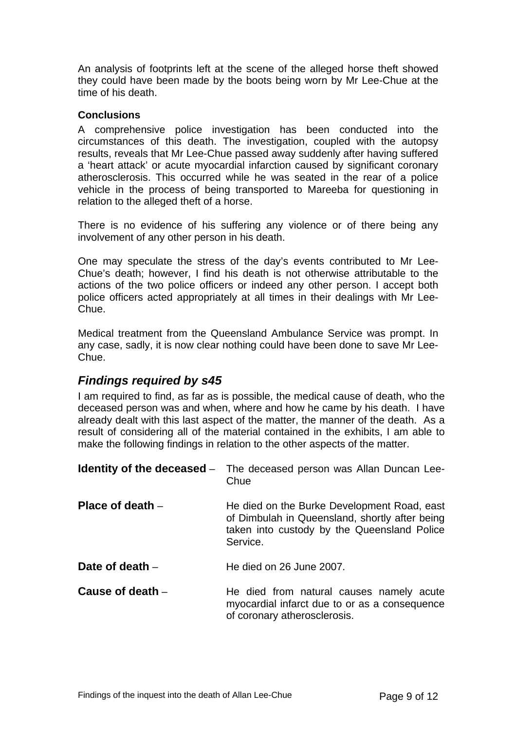An analysis of footprints left at the scene of the alleged horse theft showed they could have been made by the boots being worn by Mr Lee-Chue at the time of his death.

#### Conclusions

A comprehensive police investigation has been conducted into the circumstances of this death. The investigation, coupled with the autopsy results, reveals that Mr Lee-Chue passed away suddenly after having suffered a 'heart attack' or acute myocardial infarction caused by significant coronary atherosclerosis. This occurred while he was seated in the rear of a police vehicle in the process of being transported to Mareeba for questioning in relation to the alleged theft of a horse.

There is no evidence of his suffering any violence or of there being any involvement of any other person in his death.

One may speculate the stress of the day's events contributed to Mr Lee-Chue's death; however, I find his death is not otherwise attributable to the actions of the two police officers or indeed any other person. I accept both police officers acted appropriately at all times in their dealings with Mr Lee-Chue.

Medical treatment from the Queensland Ambulance Service was prompt. In any case, sadly, it is now clear nothing could have been done to save Mr Lee-Chue.

## *Findings required by s45*

I am required to find, as far as is possible, the medical cause of death, who the deceased person was and when, where and how he came by his death. I have already dealt with this last aspect of the matter, the manner of the death. As a result of considering all of the material contained in the exhibits, I am able to make the following findings in relation to the other aspects of the matter.

**Identity of the deceased** – The deceased person was Allan Duncan Lee-Chue

**Place of death** – He died on the Burke Development Road, east of Dimbulah in Queensland, shortly after being taken into custody by the Queensland Police Service.

**Date of death** – He died on 26 June 2007.

**Cause of death** – He died from natural causes namely acute myocardial infarct due to or as a consequence of coronary atherosclerosis.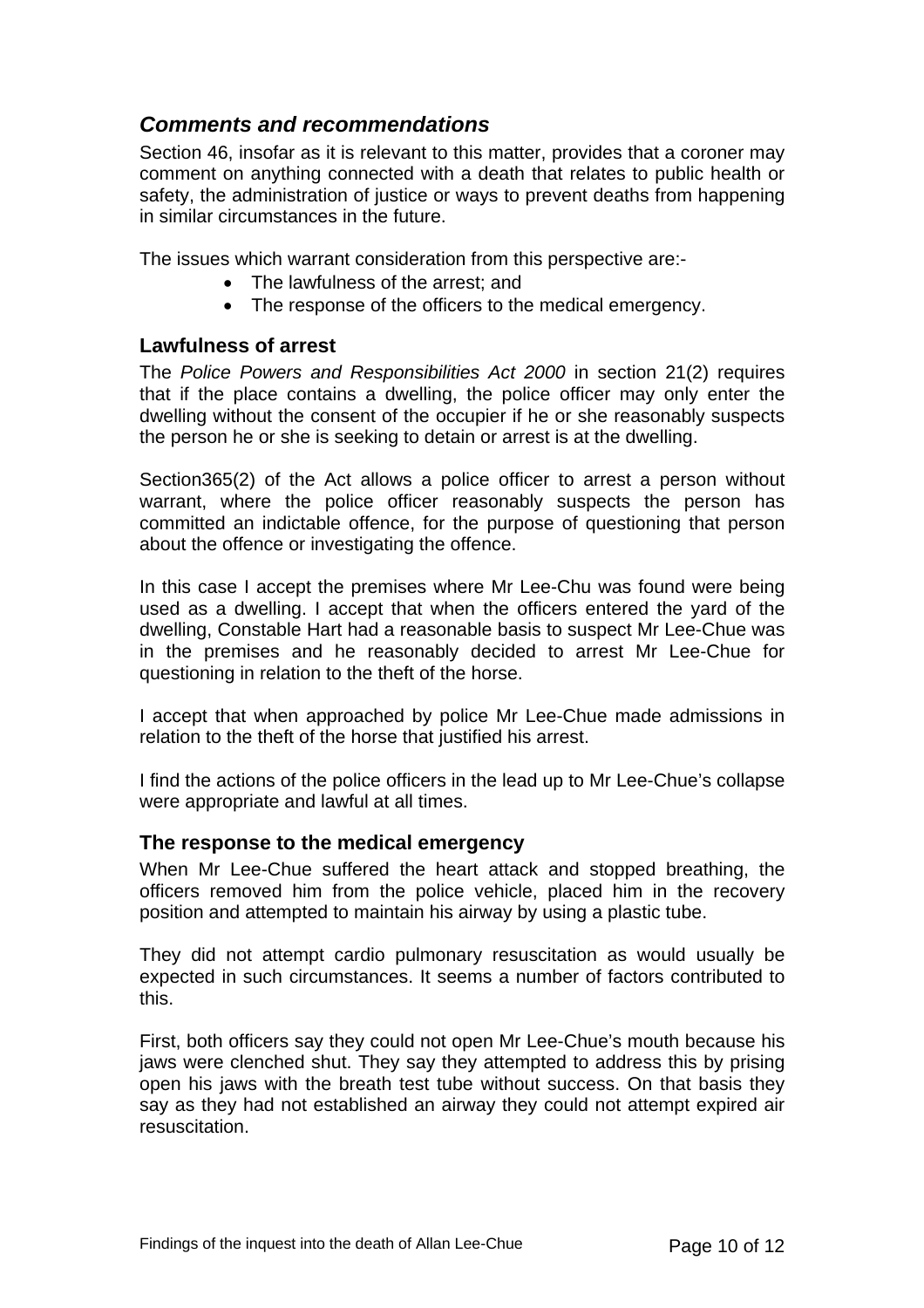## *Comments and recommendations*

Section 46, insofar as it is relevant to this matter, provides that a coroner may comment on anything connected with a death that relates to public health or safety, the administration of justice or ways to prevent deaths from happening in similar circumstances in the future.

The issues which warrant consideration from this perspective are:-

- The lawfulness of the arrest; and
- The response of the officers to the medical emergency.

### Lawfulness of arrest

The *Police Powers and Responsibilities Act 2000* in section 21(2) requires that if the place contains a dwelling, the police officer may only enter the dwelling without the consent of the occupier if he or she reasonably suspects the person he or she is seeking to detain or arrest is at the dwelling.

Section365(2) of the Act allows a police officer to arrest a person without warrant, where the police officer reasonably suspects the person has committed an indictable offence, for the purpose of questioning that person about the offence or investigating the offence.

In this case I accept the premises where Mr Lee-Chu was found were being used as a dwelling. I accept that when the officers entered the yard of the dwelling, Constable Hart had a reasonable basis to suspect Mr Lee-Chue was in the premises and he reasonably decided to arrest Mr Lee-Chue for questioning in relation to the theft of the horse.

I accept that when approached by police Mr Lee-Chue made admissions in relation to the theft of the horse that justified his arrest.

I find the actions of the police officers in the lead up to Mr Lee-Chue's collapse were appropriate and lawful at all times.

### The response to the medical emergency

When Mr Lee-Chue suffered the heart attack and stopped breathing, the officers removed him from the police vehicle, placed him in the recovery position and attempted to maintain his airway by using a plastic tube.

They did not attempt cardio pulmonary resuscitation as would usually be expected in such circumstances. It seems a number of factors contributed to this.

First, both officers say they could not open Mr Lee-Chue's mouth because his jaws were clenched shut. They say they attempted to address this by prising open his jaws with the breath test tube without success. On that basis they say as they had not established an airway they could not attempt expired air resuscitation.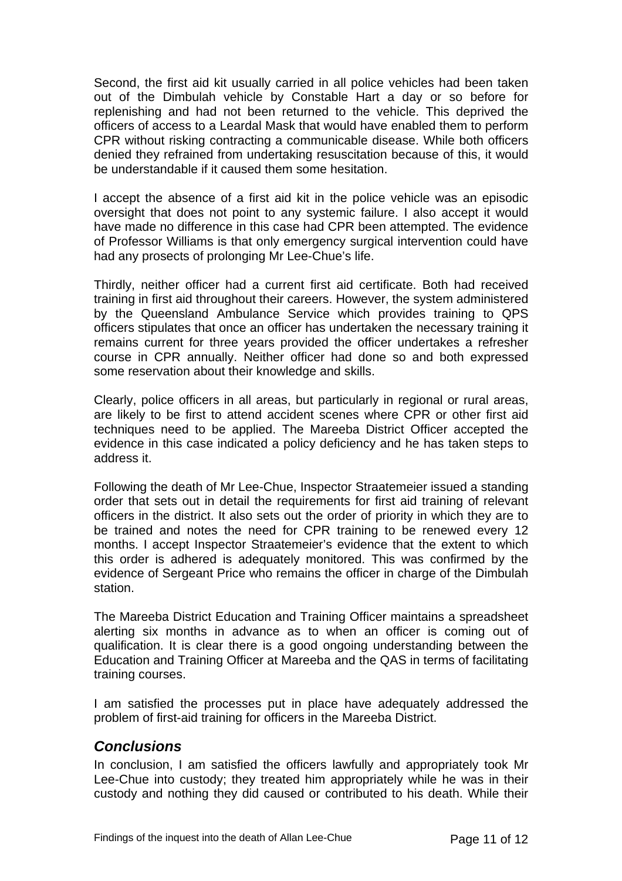Second, the first aid kit usually carried in all police vehicles had been taken out of the Dimbulah vehicle by Constable Hart a day or so before for replenishing and had not been returned to the vehicle. This deprived the officers of access to a Leardal Mask that would have enabled them to perform CPR without risking contracting a communicable disease. While both officers denied they refrained from undertaking resuscitation because of this, it would be understandable if it caused them some hesitation.

I accept the absence of a first aid kit in the police vehicle was an episodic oversight that does not point to any systemic failure. I also accept it would have made no difference in this case had CPR been attempted. The evidence of Professor Williams is that only emergency surgical intervention could have had any prosects of prolonging Mr Lee-Chue's life.

Thirdly, neither officer had a current first aid certificate. Both had received training in first aid throughout their careers. However, the system administered by the Queensland Ambulance Service which provides training to QPS officers stipulates that once an officer has undertaken the necessary training it remains current for three years provided the officer undertakes a refresher course in CPR annually. Neither officer had done so and both expressed some reservation about their knowledge and skills.

Clearly, police officers in all areas, but particularly in regional or rural areas, are likely to be first to attend accident scenes where CPR or other first aid techniques need to be applied. The Mareeba District Officer accepted the evidence in this case indicated a policy deficiency and he has taken steps to address it.

Following the death of Mr Lee-Chue, Inspector Straatemeier issued a standing order that sets out in detail the requirements for first aid training of relevant officers in the district. It also sets out the order of priority in which they are to be trained and notes the need for CPR training to be renewed every 12 months. I accept Inspector Straatemeier's evidence that the extent to which this order is adhered is adequately monitored. This was confirmed by the evidence of Sergeant Price who remains the officer in charge of the Dimbulah station.

The Mareeba District Education and Training Officer maintains a spreadsheet alerting six months in advance as to when an officer is coming out of qualification. It is clear there is a good ongoing understanding between the Education and Training Officer at Mareeba and the QAS in terms of facilitating training courses.

I am satisfied the processes put in place have adequately addressed the problem of first-aid training for officers in the Mareeba District.

## *Conclusions*

In conclusion, I am satisfied the officers lawfully and appropriately took Mr Lee-Chue into custody; they treated him appropriately while he was in their custody and nothing they did caused or contributed to his death. While their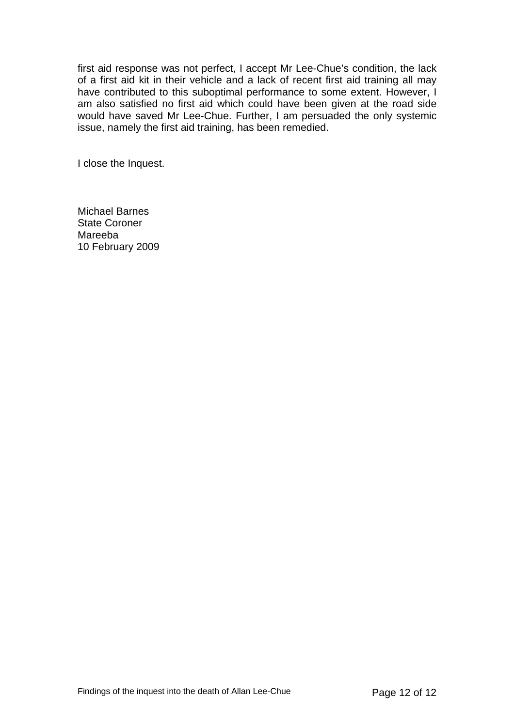first aid response was not perfect, I accept Mr Lee-Chue's condition, the lack of a first aid kit in their vehicle and a lack of recent first aid training all may have contributed to this suboptimal performance to some extent. However, I am also satisfied no first aid which could have been given at the road side would have saved Mr Lee-Chue. Further, I am persuaded the only systemic issue, namely the first aid training, has been remedied.

I close the Inquest.

Michael Barnes
State Coroner
Mareeba
10 February 2009